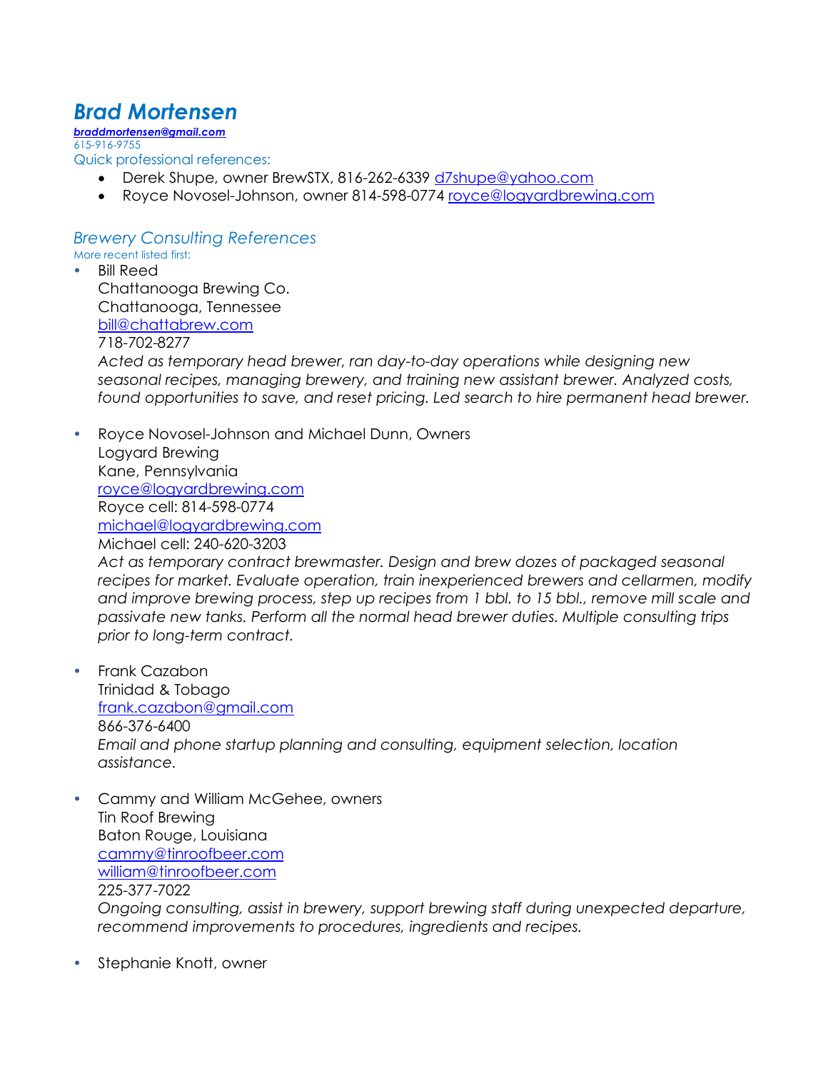# *Brad Mortensen*

***braddmortensen@gmail.com***
615-916-9755
Quick professional references:

- Derek Shupe, owner BrewSTX, 816-262-6339 d7shupe@yahoo.com
- Royce Novosel-Johnson, owner 814-598-0774 royce@logyardbrewing.com

## *Brewery Consulting References*

More recent listed first:

- Bill Reed
  Chattanooga Brewing Co.
  Chattanooga, Tennessee
  bill@chattabrew.com
  718-702-8277
  *Acted as temporary head brewer, ran day-to-day operations while designing new seasonal recipes, managing brewery, and training new assistant brewer. Analyzed costs, found opportunities to save, and reset pricing. Led search to hire permanent head brewer.*

- Royce Novosel-Johnson and Michael Dunn, Owners
  Logyard Brewing
  Kane, Pennsylvania
  royce@logyardbrewing.com
  Royce cell: 814-598-0774
  michael@logyardbrewing.com
  Michael cell: 240-620-3203
  *Act as temporary contract brewmaster. Design and brew dozes of packaged seasonal recipes for market. Evaluate operation, train inexperienced brewers and cellarmen, modify and improve brewing process, step up recipes from 1 bbl. to 15 bbl., remove mill scale and passivate new tanks. Perform all the normal head brewer duties. Multiple consulting trips prior to long-term contract.*

- Frank Cazabon
  Trinidad & Tobago
  frank.cazabon@gmail.com
  866-376-6400
  *Email and phone startup planning and consulting, equipment selection, location assistance.*

- Cammy and William McGehee, owners
  Tin Roof Brewing
  Baton Rouge, Louisiana
  cammy@tinroofbeer.com
  william@tinroofbeer.com
  225-377-7022
  *Ongoing consulting, assist in brewery, support brewing staff during unexpected departure, recommend improvements to procedures, ingredients and recipes.*

- Stephanie Knott, owner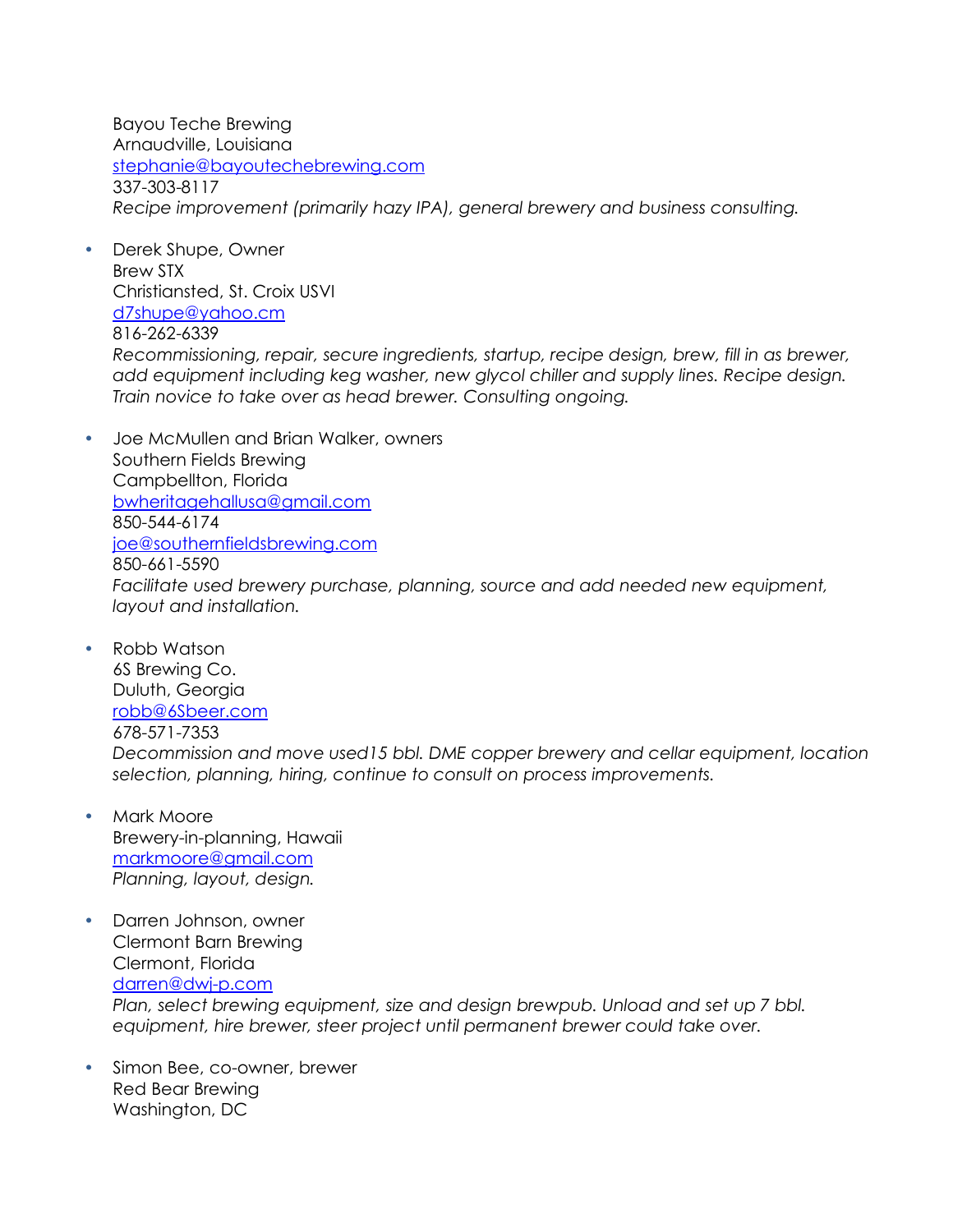Bayou Teche Brewing
Arnaudville, Louisiana
stephanie@bayoutechebrewing.com
337-303-8117
*Recipe improvement (primarily hazy IPA), general brewery and business consulting.*

- Derek Shupe, Owner
  Brew STX
  Christiansted, St. Croix USVI
  d7shupe@yahoo.cm
  816-262-6339
  *Recommissioning, repair, secure ingredients, startup, recipe design, brew, fill in as brewer, add equipment including keg washer, new glycol chiller and supply lines. Recipe design. Train novice to take over as head brewer. Consulting ongoing.*

- Joe McMullen and Brian Walker, owners
  Southern Fields Brewing
  Campbellton, Florida
  bwheritagehallusa@gmail.com
  850-544-6174
  joe@southernfieldsbrewing.com
  850-661-5590
  *Facilitate used brewery purchase, planning, source and add needed new equipment, layout and installation.*

- Robb Watson
  6S Brewing Co.
  Duluth, Georgia
  robb@6Sbeer.com
  678-571-7353
  *Decommission and move used15 bbl. DME copper brewery and cellar equipment, location selection, planning, hiring, continue to consult on process improvements.*

- Mark Moore
  Brewery-in-planning, Hawaii
  markmoore@gmail.com
  *Planning, layout, design.*

- Darren Johnson, owner
  Clermont Barn Brewing
  Clermont, Florida
  darren@dwj-p.com
  *Plan, select brewing equipment, size and design brewpub. Unload and set up 7 bbl. equipment, hire brewer, steer project until permanent brewer could take over.*

- Simon Bee, co-owner, brewer
  Red Bear Brewing
  Washington, DC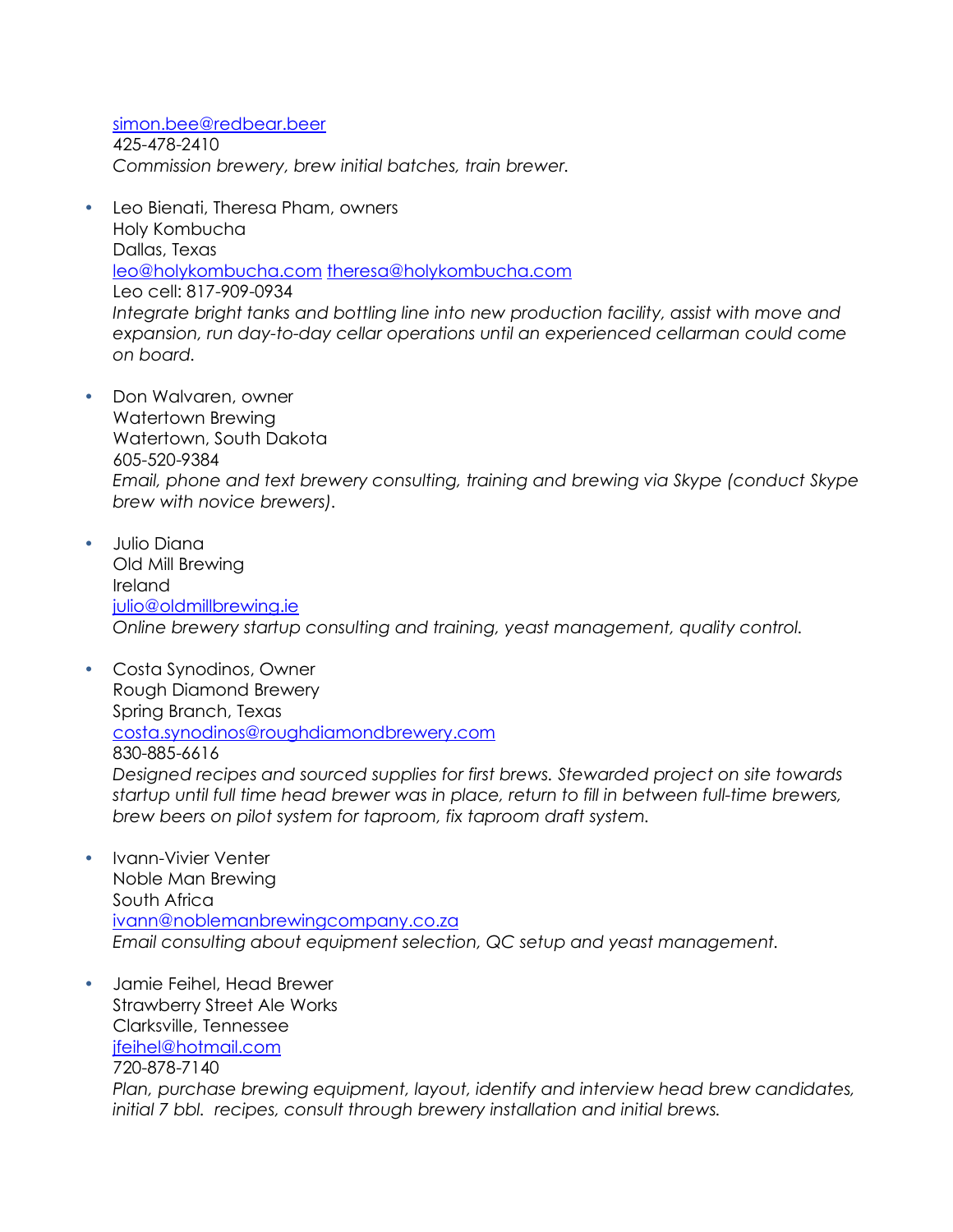simon.bee@redbear.beer
425-478-2410
*Commission brewery, brew initial batches, train brewer.*

- Leo Bienati, Theresa Pham, owners
  Holy Kombucha
  Dallas, Texas
  leo@holykombucha.com theresa@holykombucha.com
  Leo cell: 817-909-0934
  *Integrate bright tanks and bottling line into new production facility, assist with move and expansion, run day-to-day cellar operations until an experienced cellarman could come on board.*

- Don Walvaren, owner
  Watertown Brewing
  Watertown, South Dakota
  605-520-9384
  *Email, phone and text brewery consulting, training and brewing via Skype (conduct Skype brew with novice brewers).*

- Julio Diana
  Old Mill Brewing
  Ireland
  julio@oldmillbrewing.ie
  *Online brewery startup consulting and training, yeast management, quality control.*

- Costa Synodinos, Owner
  Rough Diamond Brewery
  Spring Branch, Texas
  costa.synodinos@roughdiamondbrewery.com
  830-885-6616
  *Designed recipes and sourced supplies for first brews. Stewarded project on site towards startup until full time head brewer was in place, return to fill in between full-time brewers, brew beers on pilot system for taproom, fix taproom draft system.*

- Ivann-Vivier Venter
  Noble Man Brewing
  South Africa
  ivann@noblemanbrewingcompany.co.za
  *Email consulting about equipment selection, QC setup and yeast management.*

- Jamie Feihel, Head Brewer
  Strawberry Street Ale Works
  Clarksville, Tennessee
  jfeihel@hotmail.com
  720-878-7140
  *Plan, purchase brewing equipment, layout, identify and interview head brew candidates, initial 7 bbl. recipes, consult through brewery installation and initial brews.*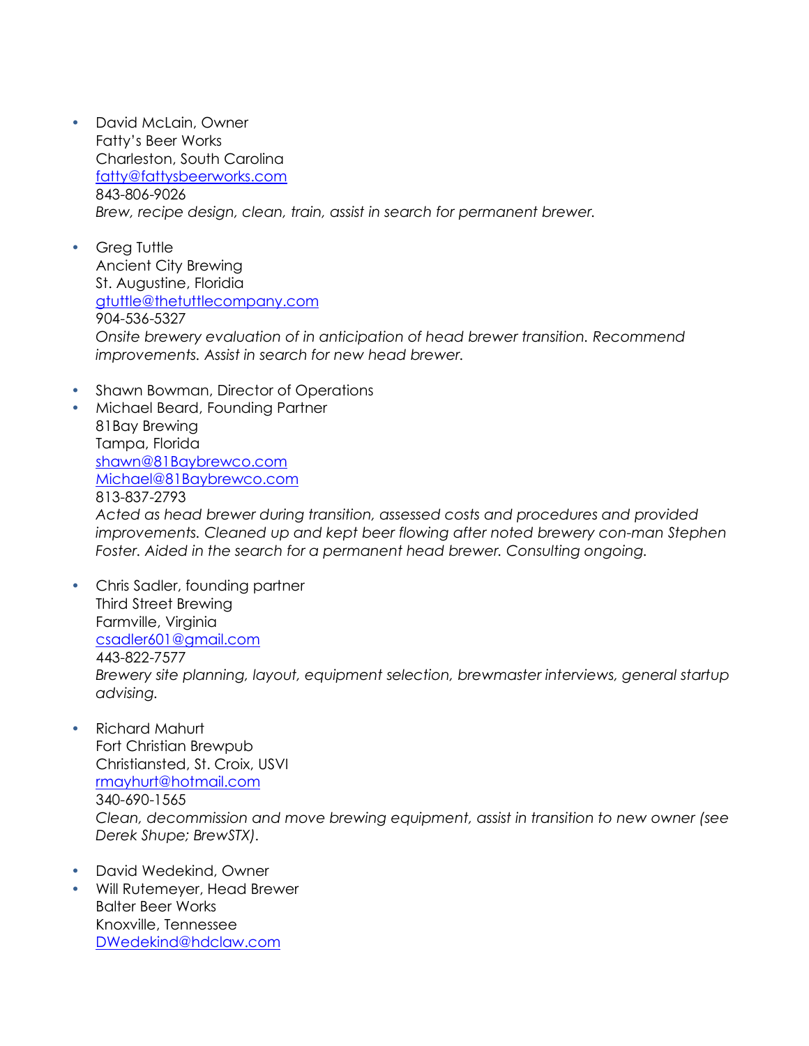- David McLain, Owner
  Fatty's Beer Works
  Charleston, South Carolina
  [fatty@fattysbeerworks.com](mailto:fatty@fattysbeerworks.com)
  843-806-9026
  *Brew, recipe design, clean, train, assist in search for permanent brewer.*

- Greg Tuttle
  Ancient City Brewing
  St. Augustine, Floridia
  [gtuttle@thetuttlecompany.com](mailto:gtuttle@thetuttlecompany.com)
  904-536-5327
  *Onsite brewery evaluation of in anticipation of head brewer transition. Recommend improvements. Assist in search for new head brewer.*

- Shawn Bowman, Director of Operations
- Michael Beard, Founding Partner
  81Bay Brewing
  Tampa, Florida
  [shawn@81Baybrewco.com](mailto:shawn@81Baybrewco.com)
  [Michael@81Baybrewco.com](mailto:Michael@81Baybrewco.com)
  813-837-2793
  *Acted as head brewer during transition, assessed costs and procedures and provided improvements. Cleaned up and kept beer flowing after noted brewery con-man Stephen Foster. Aided in the search for a permanent head brewer. Consulting ongoing.*

- Chris Sadler, founding partner
  Third Street Brewing
  Farmville, Virginia
  [csadler601@gmail.com](mailto:csadler601@gmail.com)
  443-822-7577
  *Brewery site planning, layout, equipment selection, brewmaster interviews, general startup advising.*

- Richard Mahurt
  Fort Christian Brewpub
  Christiansted, St. Croix, USVI
  [rmayhurt@hotmail.com](mailto:rmayhurt@hotmail.com)
  340-690-1565
  *Clean, decommission and move brewing equipment, assist in transition to new owner (see Derek Shupe; BrewSTX).*

- David Wedekind, Owner
- Will Rutemeyer, Head Brewer
  Balter Beer Works
  Knoxville, Tennessee
  [DWedekind@hdclaw.com](mailto:DWedekind@hdclaw.com)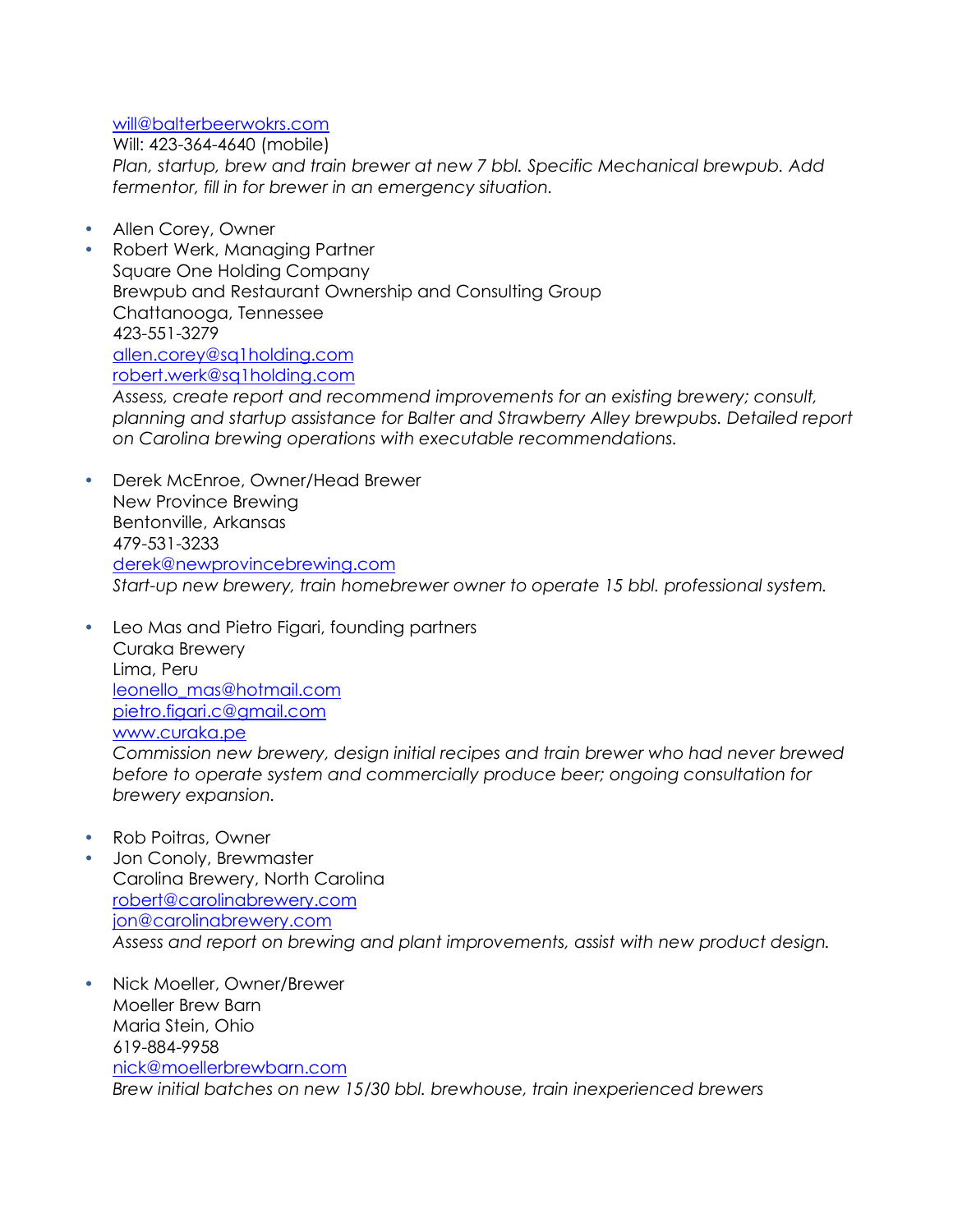will@balterbeerwokrs.com
Will: 423-364-4640 (mobile)
*Plan, startup, brew and train brewer at new 7 bbl. Specific Mechanical brewpub. Add fermentor, fill in for brewer in an emergency situation.*

- Allen Corey, Owner
- Robert Werk, Managing Partner
  Square One Holding Company
  Brewpub and Restaurant Ownership and Consulting Group
  Chattanooga, Tennessee
  423-551-3279
  allen.corey@sq1holding.com
  robert.werk@sq1holding.com
  *Assess, create report and recommend improvements for an existing brewery; consult, planning and startup assistance for Balter and Strawberry Alley brewpubs. Detailed report on Carolina brewing operations with executable recommendations.*

- Derek McEnroe, Owner/Head Brewer
  New Province Brewing
  Bentonville, Arkansas
  479-531-3233
  derek@newprovincebrewing.com
  *Start-up new brewery, train homebrewer owner to operate 15 bbl. professional system.*

- Leo Mas and Pietro Figari, founding partners
  Curaka Brewery
  Lima, Peru
  leonello_mas@hotmail.com
  pietro.figari.c@gmail.com
  www.curaka.pe
  *Commission new brewery, design initial recipes and train brewer who had never brewed before to operate system and commercially produce beer; ongoing consultation for brewery expansion.*

- Rob Poitras, Owner
- Jon Conoly, Brewmaster
  Carolina Brewery, North Carolina
  robert@carolinabrewery.com
  jon@carolinabrewery.com
  *Assess and report on brewing and plant improvements, assist with new product design.*

- Nick Moeller, Owner/Brewer
  Moeller Brew Barn
  Maria Stein, Ohio
  619-884-9958
  nick@moellerbrewbarn.com
  *Brew initial batches on new 15/30 bbl. brewhouse, train inexperienced brewers*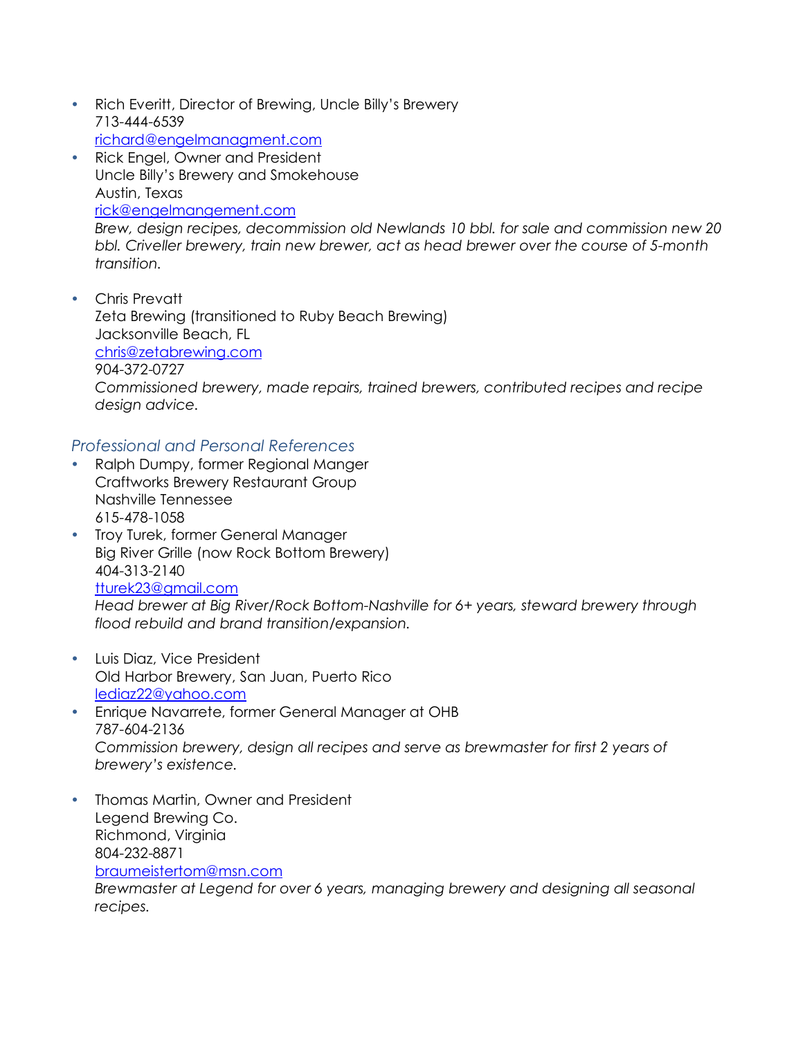- Rich Everitt, Director of Brewing, Uncle Billy's Brewery
  713-444-6539
  richard@engelmanagment.com
- Rick Engel, Owner and President
  Uncle Billy's Brewery and Smokehouse
  Austin, Texas
  rick@engelmangement.com
  *Brew, design recipes, decommission old Newlands 10 bbl. for sale and commission new 20 bbl. Criveller brewery, train new brewer, act as head brewer over the course of 5-month transition.*

- Chris Prevatt
  Zeta Brewing (transitioned to Ruby Beach Brewing)
  Jacksonville Beach, FL
  chris@zetabrewing.com
  904-372-0727
  *Commissioned brewery, made repairs, trained brewers, contributed recipes and recipe design advice.*

### *Professional and Personal References*

- Ralph Dumpy, former Regional Manger
  Craftworks Brewery Restaurant Group
  Nashville Tennessee
  615-478-1058
- Troy Turek, former General Manager
  Big River Grille (now Rock Bottom Brewery)
  404-313-2140
  tturek23@gmail.com
  *Head brewer at Big River/Rock Bottom-Nashville for 6+ years, steward brewery through flood rebuild and brand transition/expansion.*

- Luis Diaz, Vice President
  Old Harbor Brewery, San Juan, Puerto Rico
  lediaz22@yahoo.com
- Enrique Navarrete, former General Manager at OHB
  787-604-2136
  *Commission brewery, design all recipes and serve as brewmaster for first 2 years of brewery's existence.*

- Thomas Martin, Owner and President
  Legend Brewing Co.
  Richmond, Virginia
  804-232-8871
  braumeistertom@msn.com
  *Brewmaster at Legend for over 6 years, managing brewery and designing all seasonal recipes.*